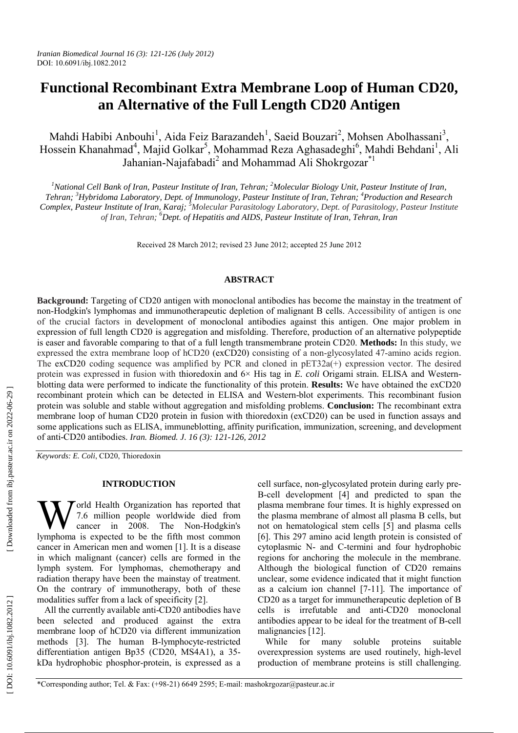# Functional Recombinant Extra Membrane Loop of Human CD20, an Alternative of the Full Length CD20 Antigen

Mahdi Habibi Anbouhi[1], Aida Feiz Barazandeh[1], Saeid Bouzari[2], Mohsen Abolhassani[3], Hossein Khanahmad[4], Majid Golkar[5], Mohammad Reza Aghasadeghi[6], Mahdi Behdani[1], Ali Jahanian-Najafabadi[2] and Mohammad Ali Shokrgozar[*1]

[1]*National Cell Bank of Iran, Pasteur Institute of Iran, Tehran;* [2]*Molecular Biology Unit, Pasteur Institute of Iran, Tehran;* [3]*Hybridoma Laboratory, Dept. of Immunology, Pasteur Institute of Iran, Tehran;* [4]*Production and Research Complex, Pasteur Institute of Iran, Karaj;* [5]*Molecular Parasitology Laboratory, Dept. of Parasitology, Pasteur Institute of Iran, Tehran;* [6]*Dept. of Hepatitis and AIDS, Pasteur Institute of Iran, Tehran, Iran*

Received 28 March 2012; revised 23 June 2012; accepted 25 June 2012

## ABSTRACT

**Background:** Targeting of CD20 antigen with monoclonal antibodies has become the mainstay in the treatment of non-Hodgkin's lymphomas and immunotherapeutic depletion of malignant B cells. Accessibility of antigen is one of the crucial factors in development of monoclonal antibodies against this antigen. One major problem in expression of full length CD20 is aggregation and misfolding. Therefore, production of an alternative polypeptide is easer and favorable comparing to that of a full length transmembrane protein CD20. **Methods:** In this study, we expressed the extra membrane loop of hCD20 (exCD20) consisting of a non-glycosylated 47-amino acids region. The exCD20 coding sequence was amplified by PCR and cloned in pET32a(+) expression vector. The desired protein was expressed in fusion with thioredoxin and 6× His tag in *E. coli* Origami strain. ELISA and Western-blotting data were performed to indicate the functionality of this protein. **Results:** We have obtained the exCD20 recombinant protein which can be detected in ELISA and Western-blot experiments. This recombinant fusion protein was soluble and stable without aggregation and misfolding problems. **Conclusion:** The recombinant extra membrane loop of human CD20 protein in fusion with thioredoxin (exCD20) can be used in function assays and some applications such as ELISA, immuneblotting, affinity purification, immunization, screening, and development of anti-CD20 antibodies. *Iran. Biomed. J. 16 (3): 121-126, 2012*

*Keywords: E. Coli*, CD20, Thioredoxin

## INTRODUCTION

World Health Organization has reported that 7.6 million people worldwide died from cancer in 2008. The Non-Hodgkin's lymphoma is expected to be the fifth most common cancer in American men and women [1]. It is a disease in which malignant (cancer) cells are formed in the lymph system. For lymphomas, chemotherapy and radiation therapy have been the mainstay of treatment. On the contrary of immunotherapy, both of these modalities suffer from a lack of specificity [2].

All the currently available anti-CD20 antibodies have been selected and produced against the extra membrane loop of hCD20 via different immunization methods [3]. The human B-lymphocyte-restricted differentiation antigen Bp35 (CD20, MS4A1), a 35-kDa hydrophobic phosphor-protein, is expressed as a cell surface, non-glycosylated protein during early pre-B-cell development [4] and predicted to span the plasma membrane four times. It is highly expressed on the plasma membrane of almost all plasma B cells, but not on hematological stem cells [5] and plasma cells [6]. This 297 amino acid length protein is consisted of cytoplasmic N- and C-termini and four hydrophobic regions for anchoring the molecule in the membrane. Although the biological function of CD20 remains unclear, some evidence indicated that it might function as a calcium ion channel [7-11]. The importance of CD20 as a target for immunetherapeutic depletion of B cells is irrefutable and anti-CD20 monoclonal antibodies appear to be ideal for the treatment of B-cell malignancies [12].

While for many soluble proteins suitable overexpression systems are used routinely, high-level production of membrane proteins is still challenging.

*Corresponding author; Tel. & Fax: (+98-21) 6649 2595; E-mail: mashokrgozar@pasteur.ac.ir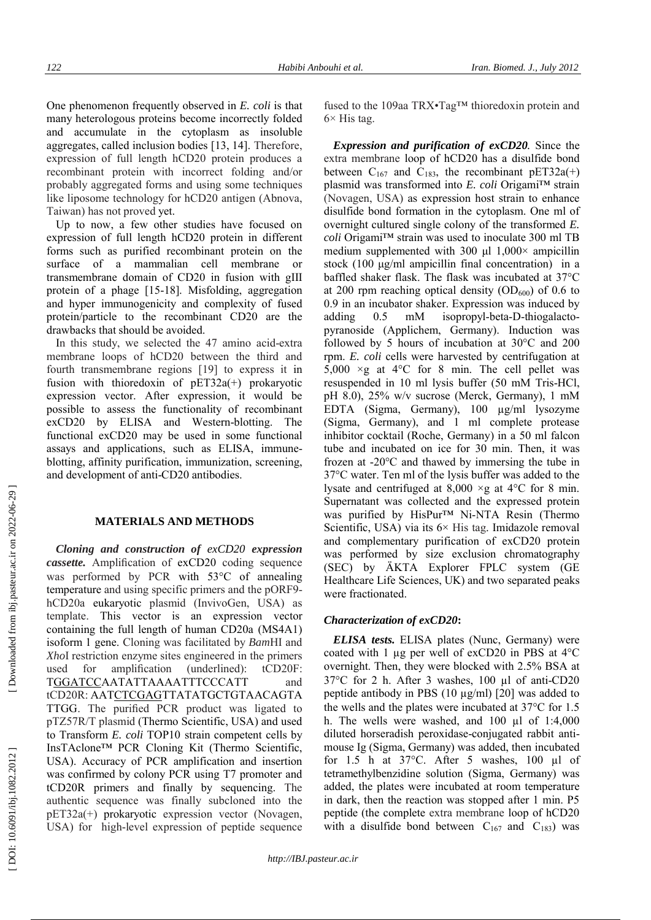One phenomenon frequently observed in *E. coli* is that many heterologous proteins become incorrectly folded and accumulate in the cytoplasm as insoluble aggregates, called inclusion bodies [13, 14]. Therefore, expression of full length hCD20 protein produces a recombinant protein with incorrect folding and/or probably aggregated forms and using some techniques like liposome technology for hCD20 antigen (Abnova, Taiwan) has not proved yet.

Up to now, a few other studies have focused on expression of full length hCD20 protein in different forms such as purified recombinant protein on the surface of a mammalian cell membrane or transmembrane domain of CD20 in fusion with gIII protein of a phage [15-18]. Misfolding, aggregation and hyper immunogenicity and complexity of fused protein/particle to the recombinant CD20 are the drawbacks that should be avoided.

In this study, we selected the 47 amino acid-extra membrane loops of hCD20 between the third and fourth transmembrane regions [19] to express it in fusion with thioredoxin of pET32a(+) prokaryotic expression vector. After expression, it would be possible to assess the functionality of recombinant exCD20 by ELISA and Western-blotting. The functional exCD20 may be used in some functional assays and applications, such as ELISA, immune-blotting, affinity purification, immunization, screening, and development of anti-CD20 antibodies.

## MATERIALS AND METHODS

***Cloning and construction of exCD20 expression cassette.*** Amplification of exCD20 coding sequence was performed by PCR with 53°C of annealing temperature and using specific primers and the pORF9-hCD20a eukaryotic plasmid (InvivoGen, USA) as template. This vector is an expression vector containing the full length of human CD20a (MS4A1) isoform 1 gene. Cloning was facilitated by *Bam*HI and *Xho*I restriction enzyme sites engineered in the primers used for amplification (underlined): tCD20F: TGGATCCAATATTAAAATTTCCCATT and tCD20R: AATCTCGAGTTATATGCTGTAACAGTATTGG. The purified PCR product was ligated to pTZ57R/T plasmid (Thermo Scientific, USA) and used to Transform *E. coli* TOP10 strain competent cells by InsTAclone™ PCR Cloning Kit (Thermo Scientific, USA). Accuracy of PCR amplification and insertion was confirmed by colony PCR using T7 promoter and tCD20R primers and finally by sequencing. The authentic sequence was finally subcloned into the pET32a(+) prokaryotic expression vector (Novagen, USA) for high-level expression of peptide sequence fused to the 109aa TRX•Tag™ thioredoxin protein and 6× His tag.

***Expression and purification of exCD20.*** Since the extra membrane loop of hCD20 has a disulfide bond between $C_{167}$ and $C_{183}$, the recombinant pET32a(+) plasmid was transformed into *E. coli* Origami™ strain (Novagen, USA) as expression host strain to enhance disulfide bond formation in the cytoplasm. One ml of overnight cultured single colony of the transformed *E. coli* Origami™ strain was used to inoculate 300 ml TB medium supplemented with 300 µl 1,000× ampicillin stock (100 µg/ml ampicillin final concentration) in a baffled shaker flask. The flask was incubated at 37°C at 200 rpm reaching optical density ($OD_{600}$) of 0.6 to 0.9 in an incubator shaker. Expression was induced by adding 0.5 mM isopropyl-beta-D-thiogalacto-pyranoside (Applichem, Germany). Induction was followed by 5 hours of incubation at 30°C and 200 rpm. *E. coli* cells were harvested by centrifugation at 5,000 ×g at 4°C for 8 min. The cell pellet was resuspended in 10 ml lysis buffer (50 mM Tris-HCl, pH 8.0), 25% w/v sucrose (Merck, Germany), 1 mM EDTA (Sigma, Germany), 100 µg/ml lysozyme (Sigma, Germany), and 1 ml complete protease inhibitor cocktail (Roche, Germany) in a 50 ml falcon tube and incubated on ice for 30 min. Then, it was frozen at -20°C and thawed by immersing the tube in 37°C water. Ten ml of the lysis buffer was added to the lysate and centrifuged at 8,000 ×g at 4°C for 8 min. Supernatant was collected and the expressed protein was purified by HisPur™ Ni-NTA Resin (Thermo Scientific, USA) via its 6× His tag. Imidazole removal and complementary purification of exCD20 protein was performed by size exclusion chromatography (SEC) by ÄKTA Explorer FPLC system (GE Healthcare Life Sciences, UK) and two separated peaks were fractionated.

### *Characterization of exCD20:*

***ELISA tests.*** ELISA plates (Nunc, Germany) were coated with 1 µg per well of exCD20 in PBS at 4°C overnight. Then, they were blocked with 2.5% BSA at 37°C for 2 h. After 3 washes, 100 µl of anti-CD20 peptide antibody in PBS (10 µg/ml) [20] was added to the wells and the plates were incubated at 37°C for 1.5 h. The wells were washed, and 100 µl of 1:4,000 diluted horseradish peroxidase-conjugated rabbit anti-mouse Ig (Sigma, Germany) was added, then incubated for 1.5 h at 37°C. After 5 washes, 100 µl of tetramethylbenzidine solution (Sigma, Germany) was added, the plates were incubated at room temperature in dark, then the reaction was stopped after 1 min. P5 peptide (the complete extra membrane loop of hCD20 with a disulfide bond between $C_{167}$ and $C_{183}$) was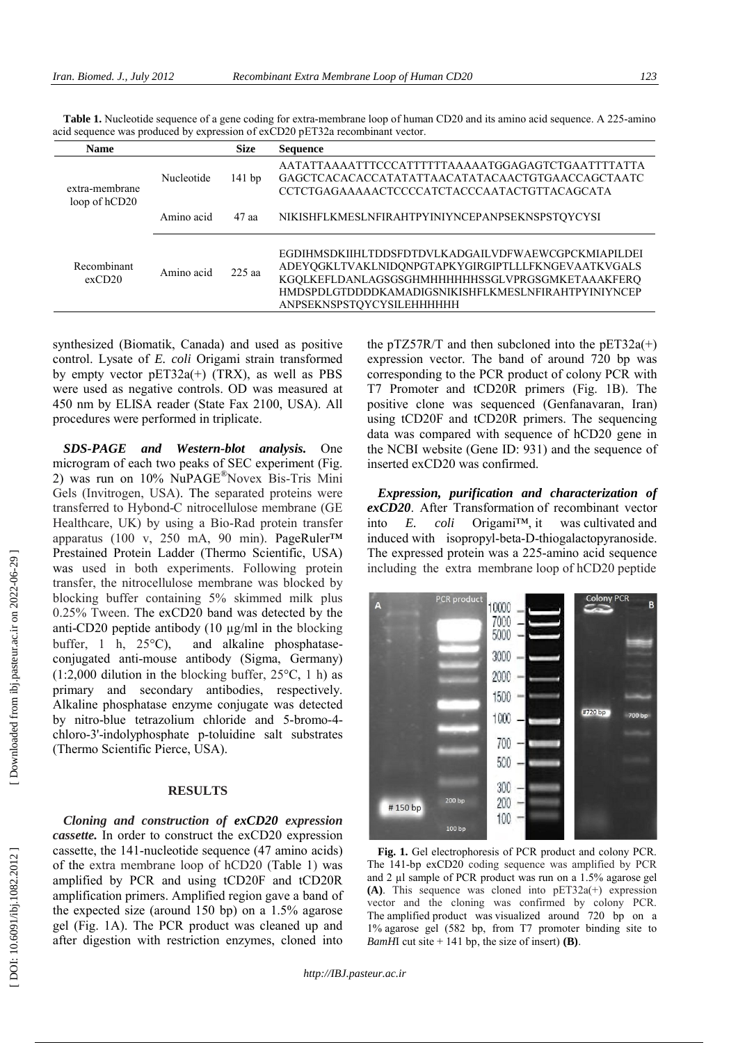**Table 1.** Nucleotide sequence of a gene coding for extra-membrane loop of human CD20 and its amino acid sequence. A 225-amino acid sequence was produced by expression of exCD20 pET32a recombinant vector.

| Name | | Size | Sequence |
|---|---|---|---|
| extra-membrane loop of hCD20 | Nucleotide | 141 bp | AATATTAAAATTTCCCATTTTTTAAAAATGGAGAGTCTGAATTTTATTA GAGCTCACACACCATATATTAACATATACAACTGTGAACCAGCTAATC CCTCTGAGAAAAACTCCCCATCTACCCAATACTGTTACAGCATA |
| | Amino acid | 47 aa | NIKISHFLKMESLNFIRAHTPYINIYNCEPANPSEKNSPSTQYCYSI |
| Recombinant exCD20 | Amino acid | 225 aa | EGDIHMSDKIIHLTDDSFDTDVLKADGAILVDFWAEWCGPCKMIAPILDEI ADEYQGKLTVAKLNIDQNPGTAPKYGIRGIPTLLLFKNGEVAATKVGALS KGQLKEFLDANLAGSGSGHMHHHHHHSSGLVPRGSGMKETAAAKFERQ HMDSPDLGTDDDDKAMADIGSNIKISHFLKMESLNFIRAHTPYINIYNCEP ANPSEKNSPSTQYCYSILEHHHHHH |

synthesized (Biomatik, Canada) and used as positive control. Lysate of *E. coli* Origami strain transformed by empty vector pET32a(+) (TRX), as well as PBS were used as negative controls. OD was measured at 450 nm by ELISA reader (State Fax 2100, USA). All procedures were performed in triplicate.

***SDS-PAGE and Western-blot analysis.*** One microgram of each two peaks of SEC experiment (Fig. 2) was run on 10% NuPAGE® Novex Bis-Tris Mini Gels (Invitrogen, USA). The separated proteins were transferred to Hybond-C nitrocellulose membrane (GE Healthcare, UK) by using a Bio-Rad protein transfer apparatus (100 v, 250 mA, 90 min). PageRuler™ Prestained Protein Ladder (Thermo Scientific, USA) was used in both experiments. Following protein transfer, the nitrocellulose membrane was blocked by blocking buffer containing 5% skimmed milk plus 0.25% Tween. The exCD20 band was detected by the anti-CD20 peptide antibody (10 µg/ml in the blocking buffer, 1 h, 25°C), and alkaline phosphatase-conjugated anti-mouse antibody (Sigma, Germany) (1:2,000 dilution in the blocking buffer, 25°C, 1 h) as primary and secondary antibodies, respectively. Alkaline phosphatase enzyme conjugate was detected by nitro-blue tetrazolium chloride and 5-bromo-4-chloro-3'-indolyphosphate p-toluidine salt substrates (Thermo Scientific Pierce, USA).

## RESULTS

***Cloning and construction of exCD20 expression cassette.*** In order to construct the exCD20 expression cassette, the 141-nucleotide sequence (47 amino acids) of the extra membrane loop of hCD20 (Table 1) was amplified by PCR and using tCD20F and tCD20R amplification primers. Amplified region gave a band of the expected size (around 150 bp) on a 1.5% agarose gel (Fig. 1A). The PCR product was cleaned up and after digestion with restriction enzymes, cloned into the pTZ57R/T and then subcloned into the pET32a(+) expression vector. The band of around 720 bp was corresponding to the PCR product of colony PCR with T7 Promoter and tCD20R primers (Fig. 1B). The positive clone was sequenced (Genfanavaran, Iran) using tCD20F and tCD20R primers. The sequencing data was compared with sequence of hCD20 gene in the NCBI website (Gene ID: 931) and the sequence of inserted exCD20 was confirmed.

***Expression, purification and characterization of exCD20***. After Transformation of recombinant vector into *E. coli* Origami™, it was cultivated and induced with isopropyl-beta-D-thiogalactopyranoside. The expressed protein was a 225-amino acid sequence including the extra membrane loop of hCD20 peptide

**Fig. 1.** Gel electrophoresis of PCR product and colony PCR. The 141-bp exCD20 coding sequence was amplified by PCR and 2 µl sample of PCR product was run on a 1.5% agarose gel **(A)**. This sequence was cloned into pET32a(+) expression vector and the cloning was confirmed by colony PCR. The amplified product was visualized around 720 bp on a 1% agarose gel (582 bp, from T7 promoter binding site to *BamH*I cut site + 141 bp, the size of insert) **(B)**.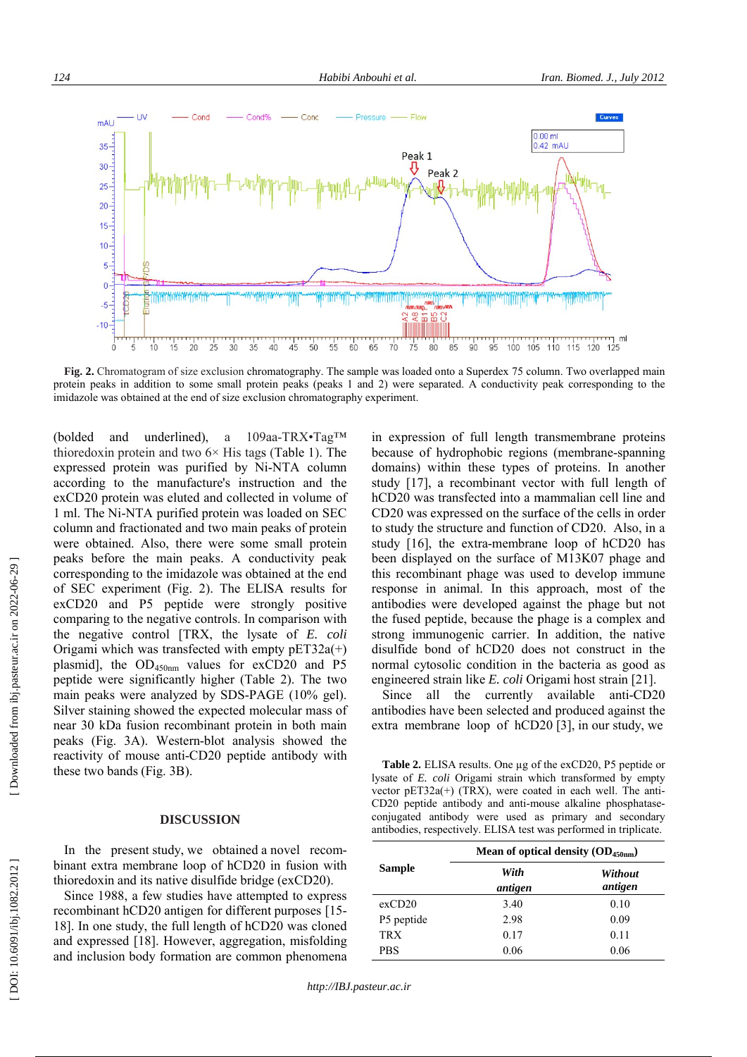Fig. 2. Chromatogram of size exclusion chromatography. The sample was loaded onto a Superdex 75 column. Two overlapped main protein peaks in addition to some small protein peaks (peaks 1 and 2) were separated. A conductivity peak corresponding to the imidazole was obtained at the end of size exclusion chromatography experiment.

(bolded and underlined), a 109aa-TRX•Tag™ thioredoxin protein and two 6× His tags (Table 1). The expressed protein was purified by Ni-NTA column according to the manufacture's instruction and the exCD20 protein was eluted and collected in volume of 1 ml. The Ni-NTA purified protein was loaded on SEC column and fractionated and two main peaks of protein were obtained. Also, there were some small protein peaks before the main peaks. A conductivity peak corresponding to the imidazole was obtained at the end of SEC experiment (Fig. 2). The ELISA results for exCD20 and P5 peptide were strongly positive comparing to the negative controls. In comparison with the negative control [TRX, the lysate of *E. coli* Origami which was transfected with empty pET32a(+) plasmid], the $OD_{450nm}$ values for exCD20 and P5 peptide were significantly higher (Table 2). The two main peaks were analyzed by SDS-PAGE (10% gel). Silver staining showed the expected molecular mass of near 30 kDa fusion recombinant protein in both main peaks (Fig. 3A). Western-blot analysis showed the reactivity of mouse anti-CD20 peptide antibody with these two bands (Fig. 3B).

## DISCUSSION

In the present study, we obtained a novel recombinant extra membrane loop of hCD20 in fusion with thioredoxin and its native disulfide bridge (exCD20).

Since 1988, a few studies have attempted to express recombinant hCD20 antigen for different purposes [15-18]. In one study, the full length of hCD20 was cloned and expressed [18]. However, aggregation, misfolding and inclusion body formation are common phenomena in expression of full length transmembrane proteins because of hydrophobic regions (membrane-spanning domains) within these types of proteins. In another study [17], a recombinant vector with full length of hCD20 was transfected into a mammalian cell line and CD20 was expressed on the surface of the cells in order to study the structure and function of CD20. Also, in a study [16], the extra-membrane loop of hCD20 has been displayed on the surface of M13K07 phage and this recombinant phage was used to develop immune response in animal. In this approach, most of the antibodies were developed against the phage but not the fused peptide, because the phage is a complex and strong immunogenic carrier. In addition, the native disulfide bond of hCD20 does not construct in the normal cytosolic condition in the bacteria as good as engineered strain like *E. coli* Origami host strain [21].

Since all the currently available anti-CD20 antibodies have been selected and produced against the extra membrane loop of hCD20 [3], in our study, we

**Table 2.** ELISA results. One µg of the exCD20, P5 peptide or lysate of *E. coli* Origami strain which transformed by empty vector pET32a(+) (TRX), were coated in each well. The anti-CD20 peptide antibody and anti-mouse alkaline phosphatase-conjugated antibody were used as primary and secondary antibodies, respectively. ELISA test was performed in triplicate.

| Sample | Mean of optical density ($OD_{450nm}$) | |
|---|---|---|
| | *With antigen* | *Without antigen* |
| exCD20 | 3.40 | 0.10 |
| P5 peptide | 2.98 | 0.09 |
| TRX | 0.17 | 0.11 |
| PBS | 0.06 | 0.06 |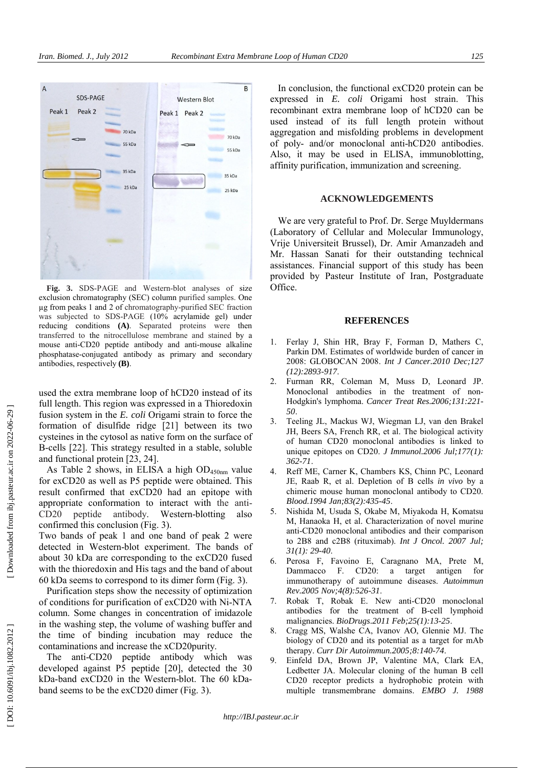**Fig. 3.** SDS-PAGE and Western-blot analyses of size exclusion chromatography (SEC) column purified samples. One µg from peaks 1 and 2 of chromatography-purified SEC fraction was subjected to SDS-PAGE (10% acrylamide gel) under reducing conditions **(A)**. Separated proteins were then transferred to the nitrocellulose membrane and stained by a mouse anti-CD20 peptide antibody and anti-mouse alkaline phosphatase-conjugated antibody as primary and secondary antibodies, respectively **(B)**.

used the extra membrane loop of hCD20 instead of its full length. This region was expressed in a Thioredoxin fusion system in the *E. coli* Origami strain to force the formation of disulfide ridge [21] between its two cysteines in the cytosol as native form on the surface of B-cells [22]. This strategy resulted in a stable, soluble and functional protein [23, 24].

As Table 2 shows, in ELISA a high $OD_{450nm}$ value for exCD20 as well as P5 peptide were obtained. This result confirmed that exCD20 had an epitope with appropriate conformation to interact with the anti-CD20 peptide antibody. Western-blotting also confirmed this conclusion (Fig. 3).

Two bands of peak 1 and one band of peak 2 were detected in Western-blot experiment. The bands of about 30 kDa are corresponding to the exCD20 fused with the thioredoxin and His tags and the band of about 60 kDa seems to correspond to its dimer form (Fig. 3).

Purification steps show the necessity of optimization of conditions for purification of exCD20 with Ni-NTA column. Some changes in concentration of imidazole in the washing step, the volume of washing buffer and the time of binding incubation may reduce the contaminations and increase the xCD20purity.

The anti-CD20 peptide antibody which was developed against P5 peptide [20], detected the 30 kDa-band exCD20 in the Western-blot. The 60 kDa-band seems to be the exCD20 dimer (Fig. 3).

In conclusion, the functional exCD20 protein can be expressed in *E. coli* Origami host strain. This recombinant extra membrane loop of hCD20 can be used instead of its full length protein without aggregation and misfolding problems in development of poly- and/or monoclonal anti-hCD20 antibodies. Also, it may be used in ELISA, immunoblotting, affinity purification, immunization and screening.

## ACKNOWLEDGEMENTS

We are very grateful to Prof. Dr. Serge Muyldermans (Laboratory of Cellular and Molecular Immunology, Vrije Universiteit Brussel), Dr. Amir Amanzadeh and Mr. Hassan Sanati for their outstanding technical assistances. Financial support of this study has been provided by Pasteur Institute of Iran, Postgraduate Office.

## REFERENCES

1. Ferlay J, Shin HR, Bray F, Forman D, Mathers C, Parkin DM. Estimates of worldwide burden of cancer in 2008: GLOBOCAN 2008. *Int J Cancer.2010 Dec;127 (12):2893-917*.
2. Furman RR, Coleman M, Muss D, Leonard JP. Monoclonal antibodies in the treatment of non-Hodgkin's lymphoma. *Cancer Treat Res.2006;131:221-50*.
3. Teeling JL, Mackus WJ, Wiegman LJ, van den Brakel JH, Beers SA, French RR, et al. The biological activity of human CD20 monoclonal antibodies is linked to unique epitopes on CD20. *J Immunol.2006 Jul;177(1): 362-71*.
4. Reff ME, Carner K, Chambers KS, Chinn PC, Leonard JE, Raab R, et al. Depletion of B cells *in vivo* by a chimeric mouse human monoclonal antibody to CD20. *Blood.1994 Jan;83(2):435-45*.
5. Nishida M, Usuda S, Okabe M, Miyakoda H, Komatsu M, Hanaoka H, et al. Characterization of novel murine anti-CD20 monoclonal antibodies and their comparison to 2B8 and c2B8 (rituximab). *Int J Oncol. 2007 Jul; 31(1): 29-40*.
6. Perosa F, Favoino E, Caragnano MA, Prete M, Dammacco F. CD20: a target antigen for immunotherapy of autoimmune diseases. *Autoimmun Rev.2005 Nov;4(8):526-31*.
7. Robak T, Robak E. New anti-CD20 monoclonal antibodies for the treatment of B-cell lymphoid malignancies. *BioDrugs.2011 Feb;25(1):13-25*.
8. Cragg MS, Walshe CA, Ivanov AO, Glennie MJ. The biology of CD20 and its potential as a target for mAb therapy. *Curr Dir Autoimmun.2005;8:140-74*.
9. Einfeld DA, Brown JP, Valentine MA, Clark EA, Ledbetter JA. Molecular cloning of the human B cell CD20 receptor predicts a hydrophobic protein with multiple transmembrane domains. *EMBO J. 1988*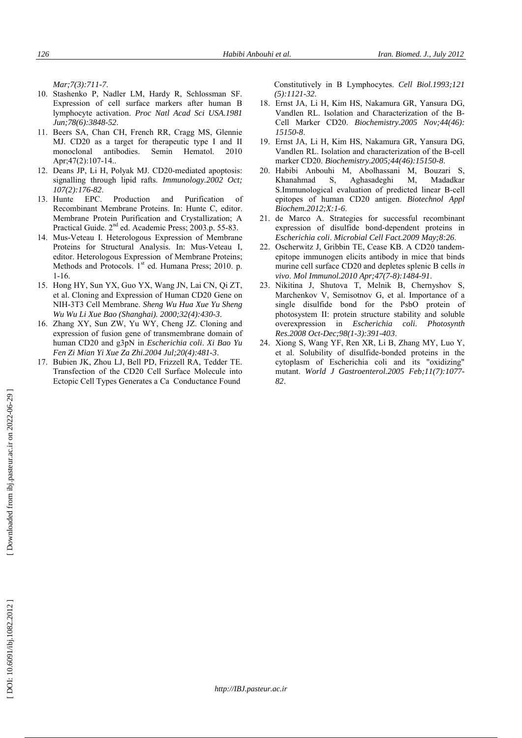*Mar;7(3):711-7*.

10. Stashenko P, Nadler LM, Hardy R, Schlossman SF. Expression of cell surface markers after human B lymphocyte activation. *Proc Natl Acad Sci USA.1981 Jun;78(6):3848-52*.
11. Beers SA, Chan CH, French RR, Cragg MS, Glennie MJ. CD20 as a target for therapeutic type I and II monoclonal antibodies. Semin Hematol. 2010 Apr;47(2):107-14..
12. Deans JP, Li H, Polyak MJ. CD20-mediated apoptosis: signalling through lipid rafts. *Immunology.2002 Oct; 107(2):176-82*.
13. Hunte EPC. Production and Purification of Recombinant Membrane Proteins. In: Hunte C, editor. Membrane Protein Purification and Crystallization; A Practical Guide. 2nd ed. Academic Press; 2003.p. 55-83.
14. Mus-Veteau I. Heterologous Expression of Membrane Proteins for Structural Analysis. In: Mus-Veteau I, editor. Heterologous Expression of Membrane Proteins; Methods and Protocols. 1st ed. Humana Press; 2010. p. 1-16.
15. Hong HY, Sun YX, Guo YX, Wang JN, Lai CN, Qi ZT, et al. Cloning and Expression of Human CD20 Gene on NIH-3T3 Cell Membrane. *Sheng Wu Hua Xue Yu Sheng Wu Wu Li Xue Bao (Shanghai). 2000;32(4):430-3*.
16. Zhang XY, Sun ZW, Yu WY, Cheng JZ. Cloning and expression of fusion gene of transmembrane domain of human CD20 and g3pN in *Escherichia coli*. *Xi Bao Yu Fen Zi Mian Yi Xue Za Zhi.2004 Jul;20(4):481-3*.
17. Bubien JK, Zhou LJ, Bell PD, Frizzell RA, Tedder TE. Transfection of the CD20 Cell Surface Molecule into Ectopic Cell Types Generates a Ca Conductance Found Constitutively in B Lymphocytes. *Cell Biol.1993;121 (5):1121-32*.
18. Ernst JA, Li H, Kim HS, Nakamura GR, Yansura DG, Vandlen RL. Isolation and Characterization of the B-Cell Marker CD20. *Biochemistry.2005 Nov;44(46): 15150-8*.
19. Ernst JA, Li H, Kim HS, Nakamura GR, Yansura DG, Vandlen RL. Isolation and characterization of the B-cell marker CD20. *Biochemistry.2005;44(46):15150-8*.
20. Habibi Anbouhi M, Abolhassani M, Bouzari S, Khanahmad S, Aghasadeghi M, Madadkar S.Immunological evaluation of predicted linear B-cell epitopes of human CD20 antigen. *Biotechnol Appl Biochem.2012;X:1-6*.
21. de Marco A. Strategies for successful recombinant expression of disulfide bond-dependent proteins in *Escherichia coli*. *Microbial Cell Fact.2009 May;8:26*.
22. Oscherwitz J, Gribbin TE, Cease KB. A CD20 tandem-epitope immunogen elicits antibody in mice that binds murine cell surface CD20 and depletes splenic B cells *in vivo*. *Mol Immunol.2010 Apr;47(7-8):1484-91*.
23. Nikitina J, Shutova T, Melnik B, Chernyshov S, Marchenkov V, Semisotnov G, et al. Importance of a single disulfide bond for the PsbO protein of photosystem II: protein structure stability and soluble overexpression in *Escherichia coli*. *Photosynth Res.2008 Oct-Dec;98(1-3):391-403*.
24. Xiong S, Wang YF, Ren XR, Li B, Zhang MY, Luo Y, et al. Solubility of disulfide-bonded proteins in the cytoplasm of Escherichia coli and its "oxidizing" mutant. *World J Gastroenterol.2005 Feb;11(7):1077-82*.